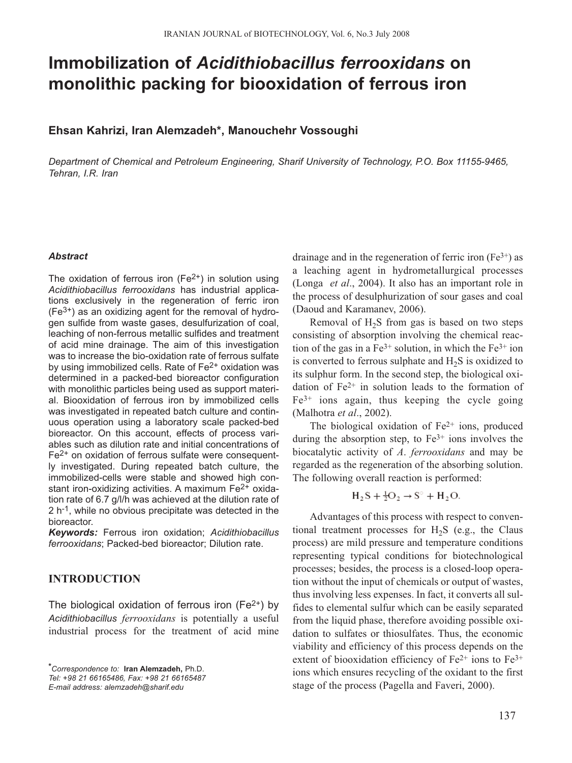# Immobilization of *Acidithiobacillus ferrooxidans* on monolithic packing for biooxidation of ferrous iron

**Ehsan Kahrizi, Iran Alemzadeh*, Manouchehr Vossoughi**

*Department of Chemical and Petroleum Engineering, Sharif University of Technology, P.O. Box 11155-9465, Tehran, I.R. Iran*

***Abstract***

The oxidation of ferrous iron ($Fe^{2+}$) in solution using *Acidithiobacillus ferrooxidans* has industrial applications exclusively in the regeneration of ferric iron ($Fe^{3+}$) as an oxidizing agent for the removal of hydrogen sulfide from waste gases, desulfurization of coal, leaching of non-ferrous metallic sulfides and treatment of acid mine drainage. The aim of this investigation was to increase the bio-oxidation rate of ferrous sulfate by using immobilized cells. Rate of $Fe^{2+}$ oxidation was determined in a packed-bed bioreactor configuration with monolithic particles being used as support material. Biooxidation of ferrous iron by immobilized cells was investigated in repeated batch culture and continuous operation using a laboratory scale packed-bed bioreactor. On this account, effects of process variables such as dilution rate and initial concentrations of $Fe^{2+}$ on oxidation of ferrous sulfate were consequently investigated. During repeated batch culture, the immobilized-cells were stable and showed high constant iron-oxidizing activities. A maximum $Fe^{2+}$ oxidation rate of 6.7 g/l/h was achieved at the dilution rate of 2 $h^{-1}$, while no obvious precipitate was detected in the bioreactor.

***Keywords:*** Ferrous iron oxidation; *Acidithiobacillus ferrooxidans*; Packed-bed bioreactor; Dilution rate.

## INTRODUCTION

The biological oxidation of ferrous iron ($Fe^{2+}$) by *Acidithiobacillus ferrooxidans* is potentially a useful industrial process for the treatment of acid mine drainage and in the regeneration of ferric iron ($Fe^{3+}$) as a leaching agent in hydrometallurgical processes (Longa *et al*., 2004). It also has an important role in the process of desulphurization of sour gases and coal (Daoud and Karamanev, 2006).

Removal of $H_2S$ from gas is based on two steps consisting of absorption involving the chemical reaction of the gas in a $Fe^{3+}$ solution, in which the $Fe^{3+}$ ion is converted to ferrous sulphate and $H_2S$ is oxidized to its sulphur form. In the second step, the biological oxidation of $Fe^{2+}$ in solution leads to the formation of $Fe^{3+}$ ions again, thus keeping the cycle going (Malhotra *et al*., 2002).

The biological oxidation of $Fe^{2+}$ ions, produced during the absorption step, to $Fe^{3+}$ ions involves the biocatalytic activity of *A. ferrooxidans* and may be regarded as the regeneration of the absorbing solution. The following overall reaction is performed:

$$H_2S + \tfrac{1}{2}O_2 \rightarrow S^{\circ} + H_2O.$$

Advantages of this process with respect to conventional treatment processes for $H_2S$ (e.g., the Claus process) are mild pressure and temperature conditions representing typical conditions for biotechnological processes; besides, the process is a closed-loop operation without the input of chemicals or output of wastes, thus involving less expenses. In fact, it converts all sulfides to elemental sulfur which can be easily separated from the liquid phase, therefore avoiding possible oxidation to sulfates or thiosulfates. Thus, the economic viability and efficiency of this process depends on the extent of biooxidation efficiency of $Fe^{2+}$ ions to $Fe^{3+}$ ions which ensures recycling of the oxidant to the first stage of the process (Pagella and Faveri, 2000).

*Correspondence to: **Iran Alemzadeh,** Ph.D.
Tel: +98 21 66165486, Fax: +98 21 66165487
E-mail address: alemzadeh@sharif.edu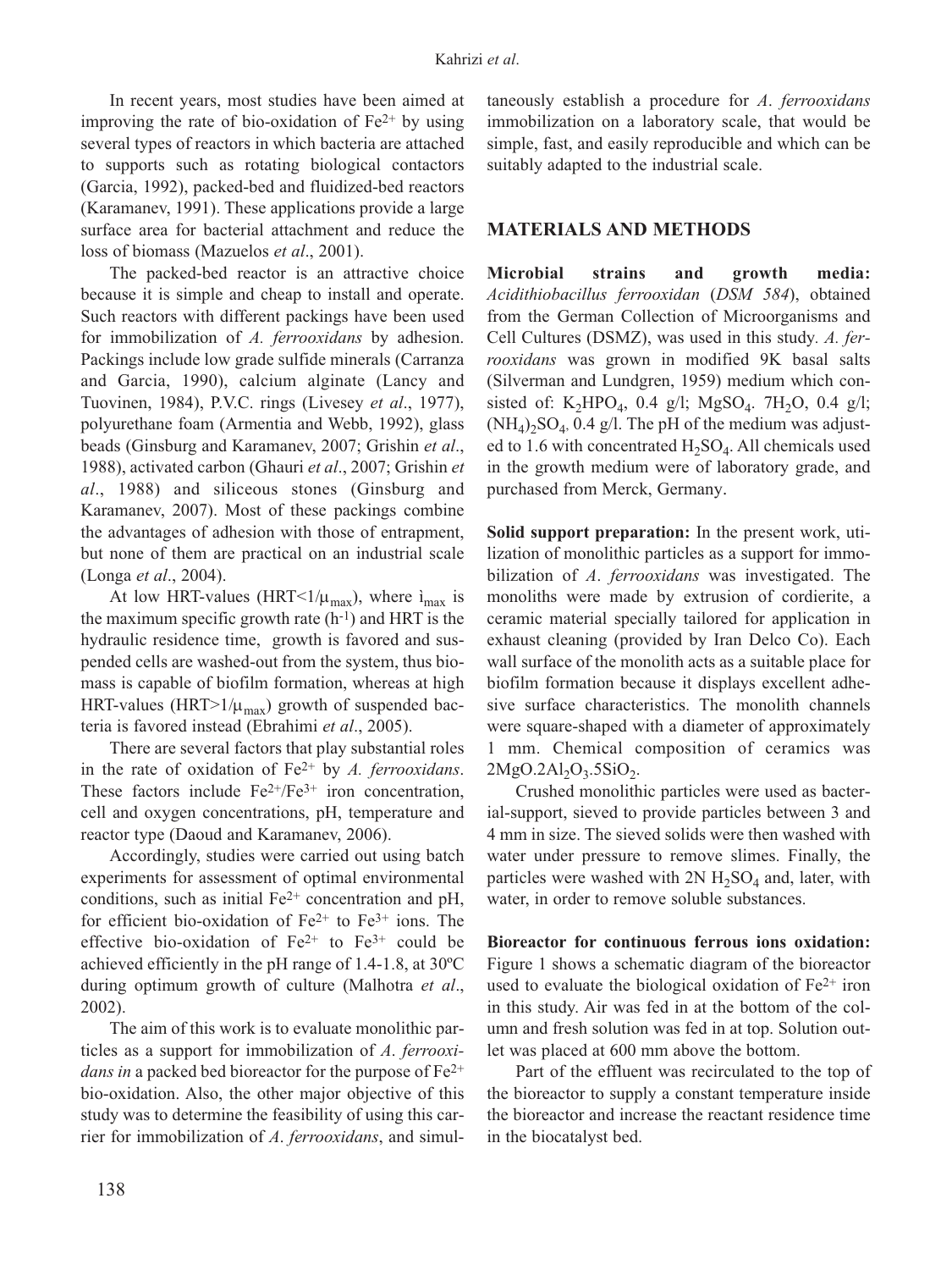In recent years, most studies have been aimed at improving the rate of bio-oxidation of $Fe^{2+}$ by using several types of reactors in which bacteria are attached to supports such as rotating biological contactors (Garcia, 1992), packed-bed and fluidized-bed reactors (Karamanev, 1991). These applications provide a large surface area for bacterial attachment and reduce the loss of biomass (Mazuelos *et al*., 2001).

The packed-bed reactor is an attractive choice because it is simple and cheap to install and operate. Such reactors with different packings have been used for immobilization of *A. ferrooxidans* by adhesion. Packings include low grade sulfide minerals (Carranza and Garcia, 1990), calcium alginate (Lancy and Tuovinen, 1984), P.V.C. rings (Livesey *et al*., 1977), polyurethane foam (Armentia and Webb, 1992), glass beads (Ginsburg and Karamanev, 2007; Grishin *et al*., 1988), activated carbon (Ghauri *et al*., 2007; Grishin *et al*., 1988) and siliceous stones (Ginsburg and Karamanev, 2007). Most of these packings combine the advantages of adhesion with those of entrapment, but none of them are practical on an industrial scale (Longa *et al*., 2004).

At low HRT-values ($HRT<1/\mu_{max}$), where ì$_{max}$ is the maximum specific growth rate ($h^{-1}$) and HRT is the hydraulic residence time, growth is favored and suspended cells are washed-out from the system, thus biomass is capable of biofilm formation, whereas at high HRT-values ($HRT>1/\mu_{max}$) growth of suspended bacteria is favored instead (Ebrahimi *et al*., 2005).

There are several factors that play substantial roles in the rate of oxidation of $Fe^{2+}$ by *A. ferrooxidans*. These factors include $Fe^{2+}/Fe^{3+}$ iron concentration, cell and oxygen concentrations, pH, temperature and reactor type (Daoud and Karamanev, 2006).

Accordingly, studies were carried out using batch experiments for assessment of optimal environmental conditions, such as initial $Fe^{2+}$ concentration and pH, for efficient bio-oxidation of $Fe^{2+}$ to $Fe^{3+}$ ions. The effective bio-oxidation of $Fe^{2+}$ to $Fe^{3+}$ could be achieved efficiently in the pH range of 1.4-1.8, at 30ºC during optimum growth of culture (Malhotra *et al*., 2002).

The aim of this work is to evaluate monolithic particles as a support for immobilization of *A. ferrooxidans in* a packed bed bioreactor for the purpose of $Fe^{2+}$ bio-oxidation. Also, the other major objective of this study was to determine the feasibility of using this carrier for immobilization of *A. ferrooxidans*, and simultaneously establish a procedure for *A. ferrooxidans* immobilization on a laboratory scale, that would be simple, fast, and easily reproducible and which can be suitably adapted to the industrial scale.

## MATERIALS AND METHODS

**Microbial strains and growth media:** *Acidithiobacillus ferrooxidan* (*DSM 584*), obtained from the German Collection of Microorganisms and Cell Cultures (DSMZ), was used in this study. *A. ferrooxidans* was grown in modified 9K basal salts (Silverman and Lundgren, 1959) medium which consisted of: $K_2HPO_4$, 0.4 g/l; $MgSO_4$. $7H_2O$, 0.4 g/l; $(NH_4)_2SO_4$, 0.4 g/l. The pH of the medium was adjusted to 1.6 with concentrated $H_2SO_4$. All chemicals used in the growth medium were of laboratory grade, and purchased from Merck, Germany.

**Solid support preparation:** In the present work, utilization of monolithic particles as a support for immobilization of *A. ferrooxidans* was investigated. The monoliths were made by extrusion of cordierite, a ceramic material specially tailored for application in exhaust cleaning (provided by Iran Delco Co). Each wall surface of the monolith acts as a suitable place for biofilm formation because it displays excellent adhesive surface characteristics. The monolith channels were square-shaped with a diameter of approximately 1 mm. Chemical composition of ceramics was $2MgO.2Al_2O_3.5SiO_2$.

Crushed monolithic particles were used as bacterial-support, sieved to provide particles between 3 and 4 mm in size. The sieved solids were then washed with water under pressure to remove slimes. Finally, the particles were washed with 2N $H_2SO_4$ and, later, with water, in order to remove soluble substances.

**Bioreactor for continuous ferrous ions oxidation:** Figure 1 shows a schematic diagram of the bioreactor used to evaluate the biological oxidation of $Fe^{2+}$ iron in this study. Air was fed in at the bottom of the column and fresh solution was fed in at top. Solution outlet was placed at 600 mm above the bottom.

Part of the effluent was recirculated to the top of the bioreactor to supply a constant temperature inside the bioreactor and increase the reactant residence time in the biocatalyst bed.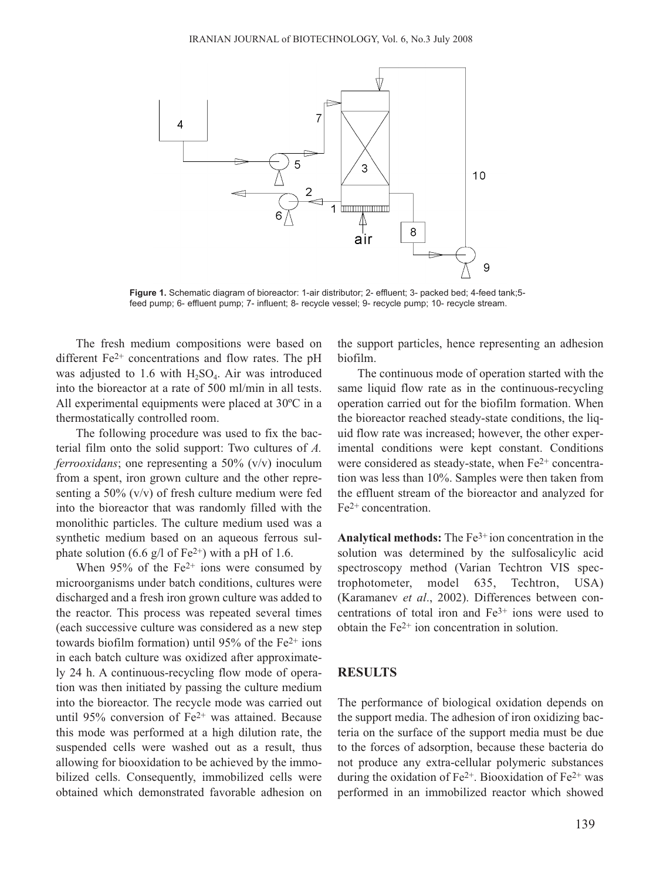**Figure 1.** Schematic diagram of bioreactor: 1-air distributor; 2- effluent; 3- packed bed; 4-feed tank;5- feed pump; 6- effluent pump; 7- influent; 8- recycle vessel; 9- recycle pump; 10- recycle stream.

The fresh medium compositions were based on different $Fe^{2+}$ concentrations and flow rates. The pH was adjusted to 1.6 with $H_2SO_4$. Air was introduced into the bioreactor at a rate of 500 ml/min in all tests. All experimental equipments were placed at 30ºC in a thermostatically controlled room.

The following procedure was used to fix the bacterial film onto the solid support: Two cultures of *A. ferrooxidans*; one representing a 50% (v/v) inoculum from a spent, iron grown culture and the other representing a 50% (v/v) of fresh culture medium were fed into the bioreactor that was randomly filled with the monolithic particles. The culture medium used was a synthetic medium based on an aqueous ferrous sulphate solution (6.6 g/l of $Fe^{2+}$) with a pH of 1.6.

When 95% of the $Fe^{2+}$ ions were consumed by microorganisms under batch conditions, cultures were discharged and a fresh iron grown culture was added to the reactor. This process was repeated several times (each successive culture was considered as a new step towards biofilm formation) until 95% of the $Fe^{2+}$ ions in each batch culture was oxidized after approximately 24 h. A continuous-recycling flow mode of operation was then initiated by passing the culture medium into the bioreactor. The recycle mode was carried out until 95% conversion of $Fe^{2+}$ was attained. Because this mode was performed at a high dilution rate, the suspended cells were washed out as a result, thus allowing for biooxidation to be achieved by the immobilized cells. Consequently, immobilized cells were obtained which demonstrated favorable adhesion on the support particles, hence representing an adhesion biofilm.

The continuous mode of operation started with the same liquid flow rate as in the continuous-recycling operation carried out for the biofilm formation. When the bioreactor reached steady-state conditions, the liquid flow rate was increased; however, the other experimental conditions were kept constant. Conditions were considered as steady-state, when $Fe^{2+}$ concentration was less than 10%. Samples were then taken from the effluent stream of the bioreactor and analyzed for $Fe^{2+}$ concentration.

**Analytical methods:** The $Fe^{3+}$ ion concentration in the solution was determined by the sulfosalicylic acid spectroscopy method (Varian Techtron VIS spectrophotometer, model 635, Techtron, USA) (Karamanev *et al*., 2002). Differences between concentrations of total iron and $Fe^{3+}$ ions were used to obtain the $Fe^{2+}$ ion concentration in solution.

## RESULTS

The performance of biological oxidation depends on the support media. The adhesion of iron oxidizing bacteria on the surface of the support media must be due to the forces of adsorption, because these bacteria do not produce any extra-cellular polymeric substances during the oxidation of $Fe^{2+}$. Biooxidation of $Fe^{2+}$ was performed in an immobilized reactor which showed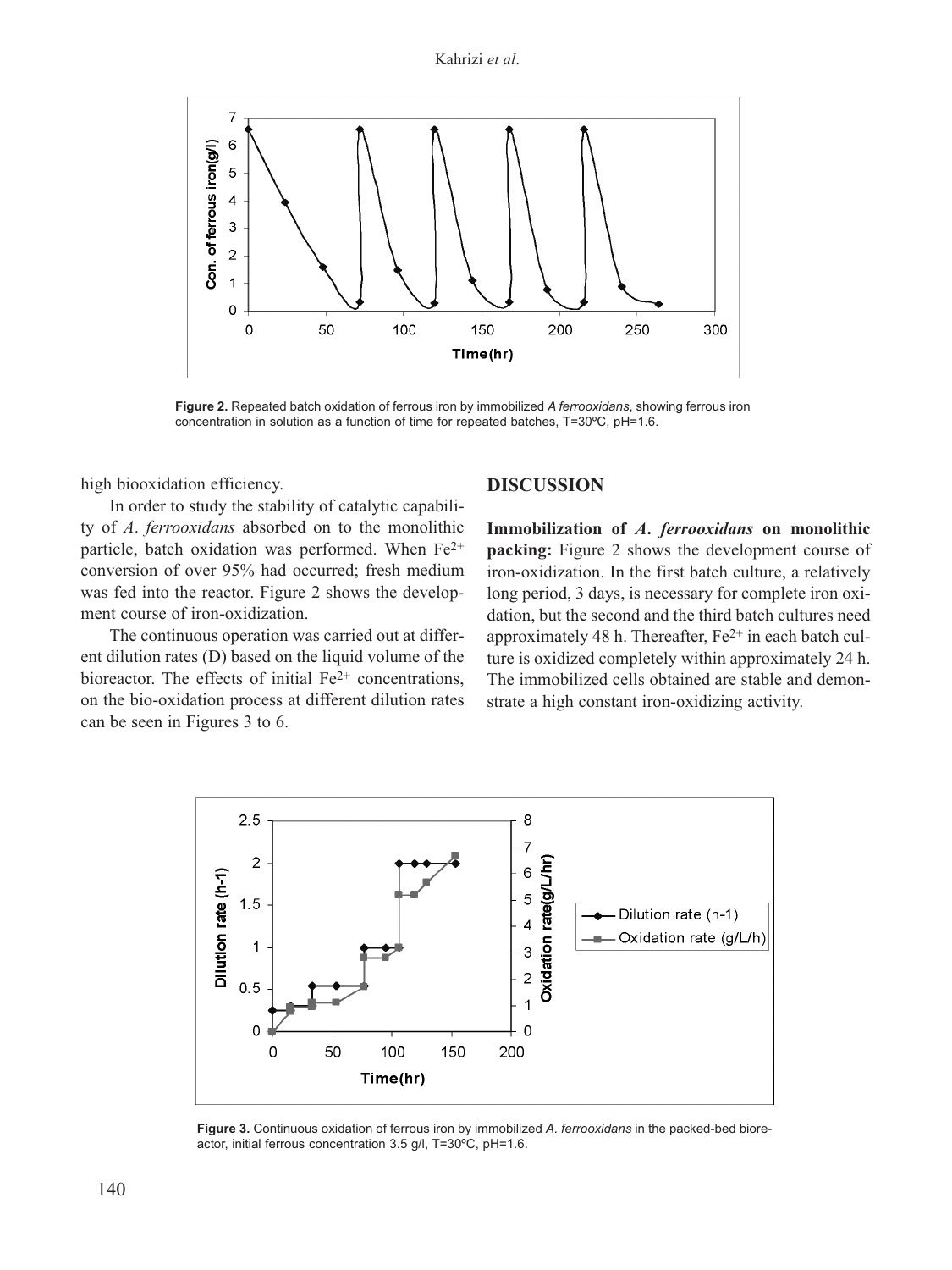Figure 2. Repeated batch oxidation of ferrous iron by immobilized *A ferrooxidans*, showing ferrous iron concentration in solution as a function of time for repeated batches, T=30ºC, pH=1.6.

high biooxidation efficiency.

In order to study the stability of catalytic capability of *A. ferrooxidans* absorbed on to the monolithic particle, batch oxidation was performed. When $Fe^{2+}$ conversion of over 95% had occurred; fresh medium was fed into the reactor. Figure 2 shows the development course of iron-oxidization.

The continuous operation was carried out at different dilution rates (D) based on the liquid volume of the bioreactor. The effects of initial $Fe^{2+}$ concentrations, on the bio-oxidation process at different dilution rates can be seen in Figures 3 to 6.

## DISCUSSION

**Immobilization of *A. ferrooxidans* on monolithic packing:** Figure 2 shows the development course of iron-oxidization. In the first batch culture, a relatively long period, 3 days, is necessary for complete iron oxidation, but the second and the third batch cultures need approximately 48 h. Thereafter, $Fe^{2+}$ in each batch culture is oxidized completely within approximately 24 h. The immobilized cells obtained are stable and demonstrate a high constant iron-oxidizing activity.

Figure 3. Continuous oxidation of ferrous iron by immobilized *A. ferrooxidans* in the packed-bed bioreactor, initial ferrous concentration 3.5 g/l, T=30ºC, pH=1.6.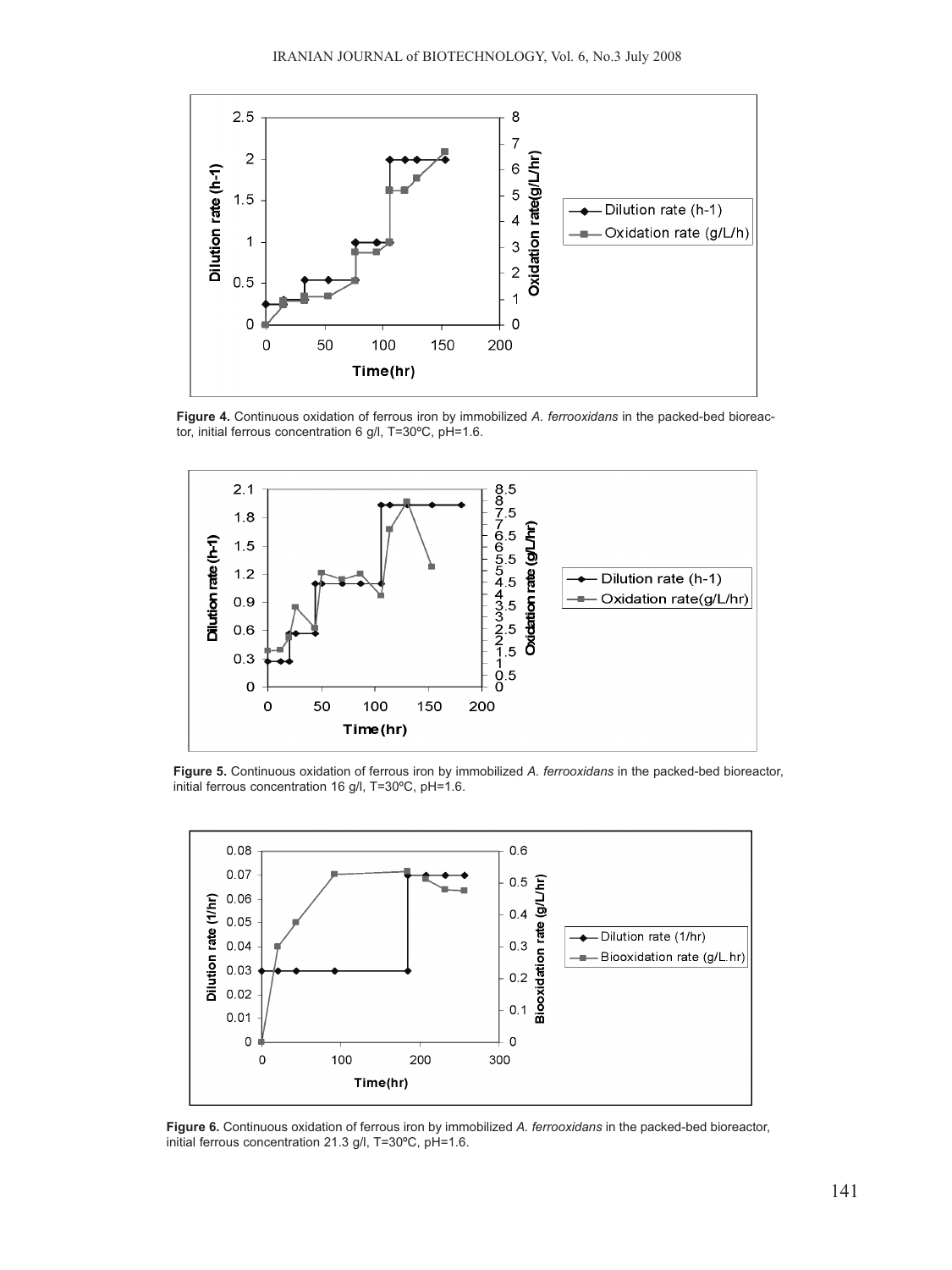**Figure 4.** Continuous oxidation of ferrous iron by immobilized *A. ferrooxidans* in the packed-bed bioreactor, initial ferrous concentration 6 g/l, T=30ºC, pH=1.6.

**Figure 5.** Continuous oxidation of ferrous iron by immobilized *A. ferrooxidans* in the packed-bed bioreactor, initial ferrous concentration 16 g/l, T=30ºC, pH=1.6.

**Figure 6.** Continuous oxidation of ferrous iron by immobilized *A. ferrooxidans* in the packed-bed bioreactor, initial ferrous concentration 21.3 g/l, T=30ºC, pH=1.6.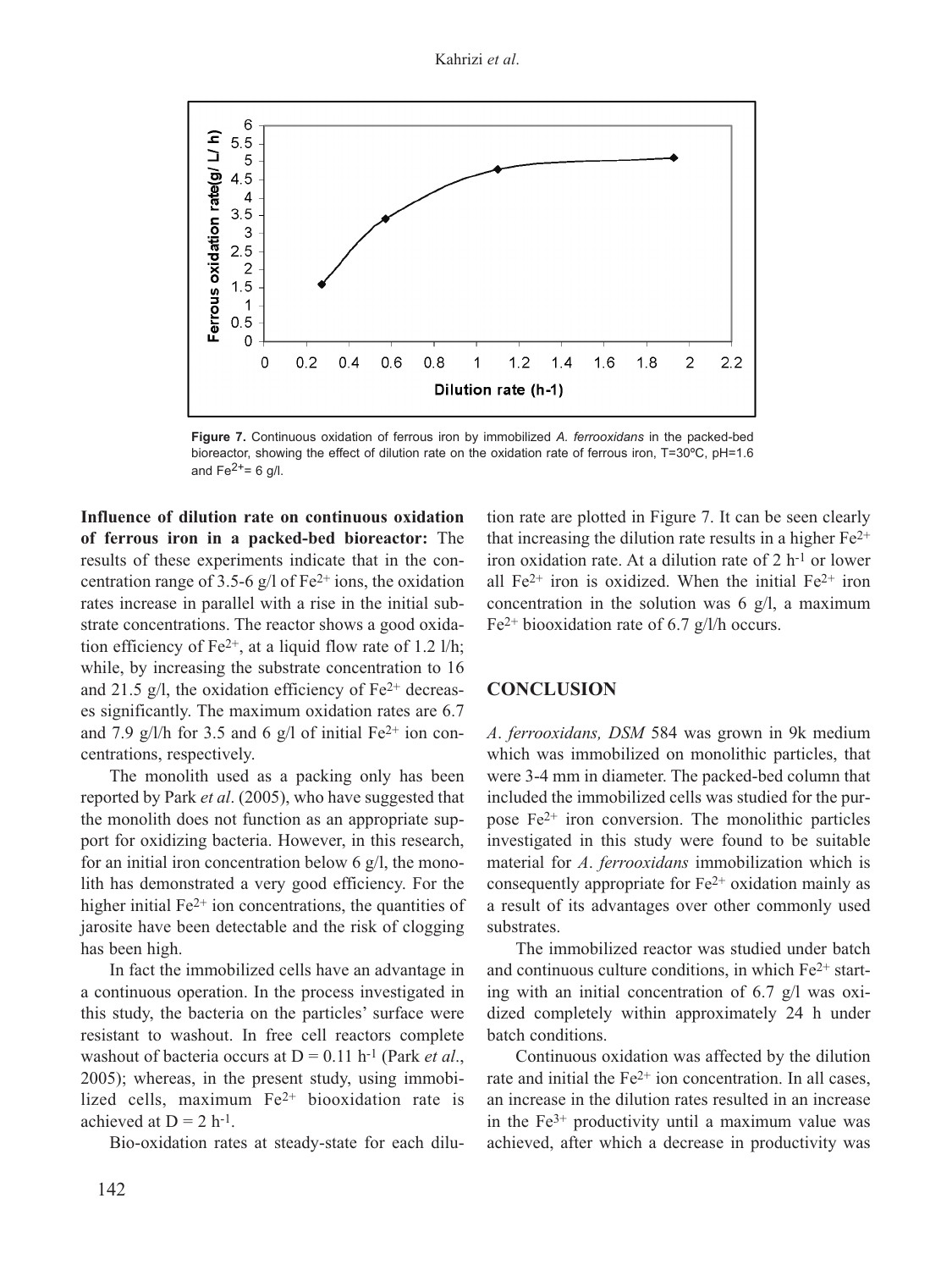Figure 7. Continuous oxidation of ferrous iron by immobilized *A. ferrooxidans* in the packed-bed bioreactor, showing the effect of dilution rate on the oxidation rate of ferrous iron, T=30ºC, pH=1.6 and $Fe^{2+}$= 6 g/l.

**Influence of dilution rate on continuous oxidation of ferrous iron in a packed-bed bioreactor:** The results of these experiments indicate that in the concentration range of 3.5-6 g/l of $Fe^{2+}$ ions, the oxidation rates increase in parallel with a rise in the initial substrate concentrations. The reactor shows a good oxidation efficiency of $Fe^{2+}$, at a liquid flow rate of 1.2 l/h; while, by increasing the substrate concentration to 16 and 21.5 g/l, the oxidation efficiency of $Fe^{2+}$ decreases significantly. The maximum oxidation rates are 6.7 and 7.9 g/l/h for 3.5 and 6 g/l of initial $Fe^{2+}$ ion concentrations, respectively.

The monolith used as a packing only has been reported by Park *et al*. (2005), who have suggested that the monolith does not function as an appropriate support for oxidizing bacteria. However, in this research, for an initial iron concentration below 6 g/l, the monolith has demonstrated a very good efficiency. For the higher initial $Fe^{2+}$ ion concentrations, the quantities of jarosite have been detectable and the risk of clogging has been high.

In fact the immobilized cells have an advantage in a continuous operation. In the process investigated in this study, the bacteria on the particles' surface were resistant to washout. In free cell reactors complete washout of bacteria occurs at $D = 0.11\ h^{-1}$ (Park *et al*., 2005); whereas, in the present study, using immobilized cells, maximum $Fe^{2+}$ biooxidation rate is achieved at $D = 2\ h^{-1}$.

Bio-oxidation rates at steady-state for each dilution rate are plotted in Figure 7. It can be seen clearly that increasing the dilution rate results in a higher $Fe^{2+}$ iron oxidation rate. At a dilution rate of 2 $h^{-1}$ or lower all $Fe^{2+}$ iron is oxidized. When the initial $Fe^{2+}$ iron concentration in the solution was 6 g/l, a maximum $Fe^{2+}$ biooxidation rate of 6.7 g/l/h occurs.

## CONCLUSION

*A*. *ferrooxidans, DSM* 584 was grown in 9k medium which was immobilized on monolithic particles, that were 3-4 mm in diameter. The packed-bed column that included the immobilized cells was studied for the purpose $Fe^{2+}$ iron conversion. The monolithic particles investigated in this study were found to be suitable material for *A*. *ferrooxidans* immobilization which is consequently appropriate for $Fe^{2+}$ oxidation mainly as a result of its advantages over other commonly used substrates.

The immobilized reactor was studied under batch and continuous culture conditions, in which $Fe^{2+}$ starting with an initial concentration of 6.7 g/l was oxidized completely within approximately 24 h under batch conditions.

Continuous oxidation was affected by the dilution rate and initial the $Fe^{2+}$ ion concentration. In all cases, an increase in the dilution rates resulted in an increase in the $Fe^{3+}$ productivity until a maximum value was achieved, after which a decrease in productivity was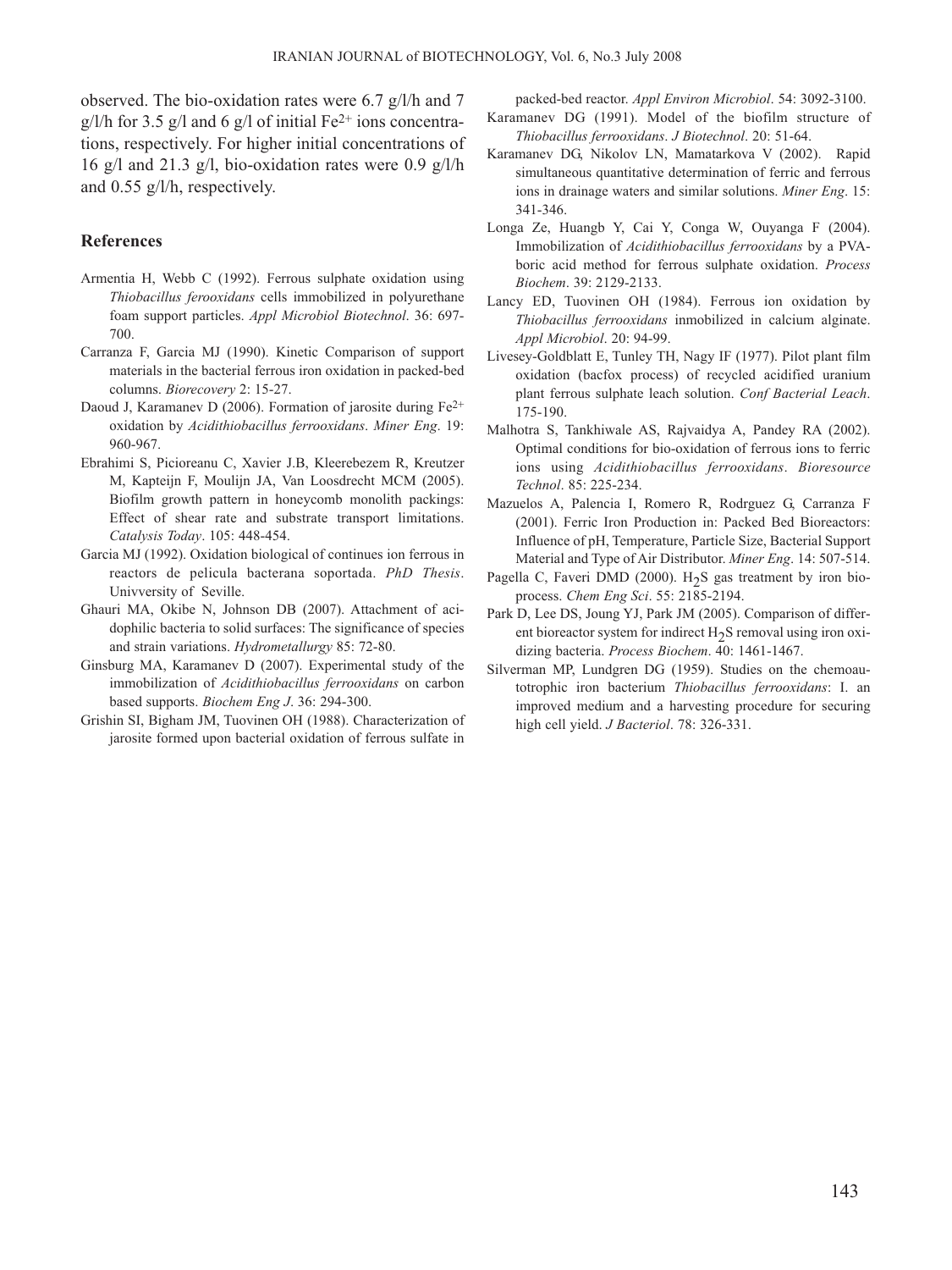observed. The bio-oxidation rates were 6.7 g/l/h and 7 g/l/h for 3.5 g/l and 6 g/l of initial $Fe^{2+}$ ions concentrations, respectively. For higher initial concentrations of 16 g/l and 21.3 g/l, bio-oxidation rates were 0.9 g/l/h and 0.55 g/l/h, respectively.

## References

Armentia H, Webb C (1992). Ferrous sulphate oxidation using *Thiobacillus ferooxidans* cells immobilized in polyurethane foam support particles. *Appl Microbiol Biotechnol*. 36: 697-700.

Carranza F, Garcia MJ (1990). Kinetic Comparison of support materials in the bacterial ferrous iron oxidation in packed-bed columns. *Biorecovery* 2: 15-27.

Daoud J, Karamanev D (2006). Formation of jarosite during $Fe^{2+}$ oxidation by *Acidithiobacillus ferrooxidans*. *Miner Eng*. 19: 960-967.

Ebrahimi S, Picioreanu C, Xavier J.B, Kleerebezem R, Kreutzer M, Kapteijn F, Moulijn JA, Van Loosdrecht MCM (2005). Biofilm growth pattern in honeycomb monolith packings: Effect of shear rate and substrate transport limitations. *Catalysis Today*. 105: 448-454.

Garcia MJ (1992). Oxidation biological of continues ion ferrous in reactors de pelicula bacterana soportada. *PhD Thesis*. Univversity of Seville.

Ghauri MA, Okibe N, Johnson DB (2007). Attachment of acidophilic bacteria to solid surfaces: The significance of species and strain variations. *Hydrometallurgy* 85: 72-80.

Ginsburg MA, Karamanev D (2007). Experimental study of the immobilization of *Acidithiobacillus ferrooxidans* on carbon based supports. *Biochem Eng J*. 36: 294-300.

Grishin SI, Bigham JM, Tuovinen OH (1988). Characterization of jarosite formed upon bacterial oxidation of ferrous sulfate in packed-bed reactor. *Appl Environ Microbiol*. 54: 3092-3100.

Karamanev DG (1991). Model of the biofilm structure of *Thiobacillus ferrooxidans*. *J Biotechnol*. 20: 51-64.

Karamanev DG, Nikolov LN, Mamatarkova V (2002). Rapid simultaneous quantitative determination of ferric and ferrous ions in drainage waters and similar solutions. *Miner Eng*. 15: 341-346.

Longa Ze, Huangb Y, Cai Y, Conga W, Ouyanga F (2004). Immobilization of *Acidithiobacillus ferrooxidans* by a PVA-boric acid method for ferrous sulphate oxidation. *Process Biochem*. 39: 2129-2133.

Lancy ED, Tuovinen OH (1984). Ferrous ion oxidation by *Thiobacillus ferrooxidans* inmobilized in calcium alginate. *Appl Microbiol*. 20: 94-99.

Livesey-Goldblatt E, Tunley TH, Nagy IF (1977). Pilot plant film oxidation (bacfox process) of recycled acidified uranium plant ferrous sulphate leach solution. *Conf Bacterial Leach*. 175-190.

Malhotra S, Tankhiwale AS, Rajvaidya A, Pandey RA (2002). Optimal conditions for bio-oxidation of ferrous ions to ferric ions using *Acidithiobacillus ferrooxidans*. *Bioresource Technol*. 85: 225-234.

Mazuelos A, Palencia I, Romero R, Rodrguez G, Carranza F (2001). Ferric Iron Production in: Packed Bed Bioreactors: Influence of pH, Temperature, Particle Size, Bacterial Support Material and Type of Air Distributor. *Miner Eng*. 14: 507-514.

Pagella C, Faveri DMD (2000). $H_2S$ gas treatment by iron bioprocess. *Chem Eng Sci*. 55: 2185-2194.

Park D, Lee DS, Joung YJ, Park JM (2005). Comparison of different bioreactor system for indirect $H_2S$ removal using iron oxidizing bacteria. *Process Biochem*. 40: 1461-1467.

Silverman MP, Lundgren DG (1959). Studies on the chemoautotrophic iron bacterium *Thiobacillus ferrooxidans*: I. an improved medium and a harvesting procedure for securing high cell yield. *J Bacteriol*. 78: 326-331.